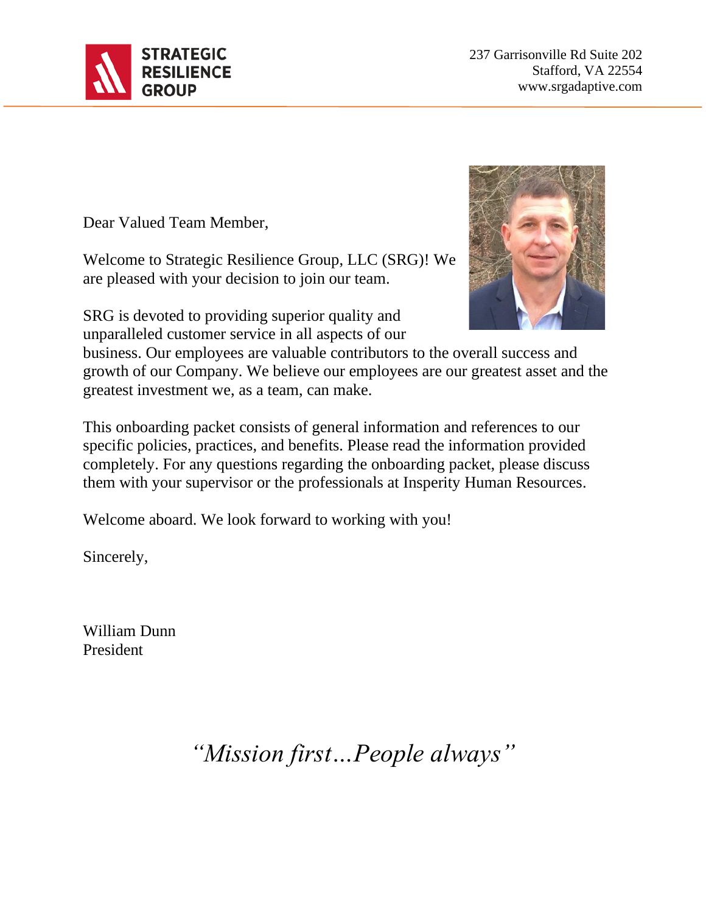**STRATEGIC RESILIENCE GROUP**

237 Garrisonville Rd Suite 202
Stafford, VA 22554
www.srgadaptive.com

---

Dear Valued Team Member,

Welcome to Strategic Resilience Group, LLC (SRG)! We are pleased with your decision to join our team.

SRG is devoted to providing superior quality and unparalleled customer service in all aspects of our business. Our employees are valuable contributors to the overall success and growth of our Company. We believe our employees are our greatest asset and the greatest investment we, as a team, can make.

This onboarding packet consists of general information and references to our specific policies, practices, and benefits. Please read the information provided completely. For any questions regarding the onboarding packet, please discuss them with your supervisor or the professionals at Insperity Human Resources.

Welcome aboard. We look forward to working with you!

Sincerely,

William Dunn
President

*"Mission first…People always"*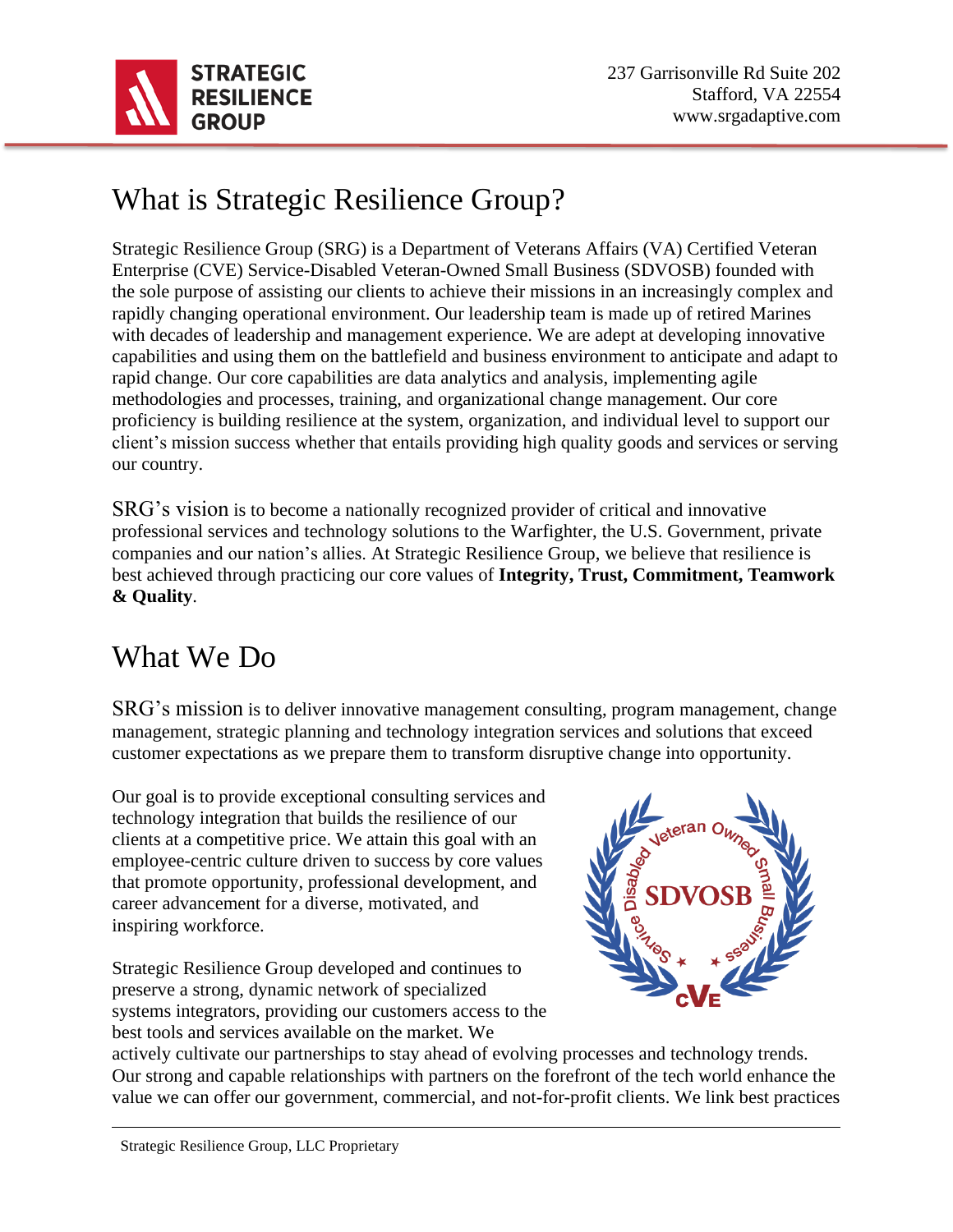# What is Strategic Resilience Group?

Strategic Resilience Group (SRG) is a Department of Veterans Affairs (VA) Certified Veteran Enterprise (CVE) Service-Disabled Veteran-Owned Small Business (SDVOSB) founded with the sole purpose of assisting our clients to achieve their missions in an increasingly complex and rapidly changing operational environment. Our leadership team is made up of retired Marines with decades of leadership and management experience. We are adept at developing innovative capabilities and using them on the battlefield and business environment to anticipate and adapt to rapid change. Our core capabilities are data analytics and analysis, implementing agile methodologies and processes, training, and organizational change management. Our core proficiency is building resilience at the system, organization, and individual level to support our client's mission success whether that entails providing high quality goods and services or serving our country.

SRG's vision is to become a nationally recognized provider of critical and innovative professional services and technology solutions to the Warfighter, the U.S. Government, private companies and our nation's allies. At Strategic Resilience Group, we believe that resilience is best achieved through practicing our core values of **Integrity, Trust, Commitment, Teamwork & Quality**.

# What We Do

SRG's mission is to deliver innovative management consulting, program management, change management, strategic planning and technology integration services and solutions that exceed customer expectations as we prepare them to transform disruptive change into opportunity.

Our goal is to provide exceptional consulting services and technology integration that builds the resilience of our clients at a competitive price. We attain this goal with an employee-centric culture driven to success by core values that promote opportunity, professional development, and career advancement for a diverse, motivated, and inspiring workforce.

Strategic Resilience Group developed and continues to preserve a strong, dynamic network of specialized systems integrators, providing our customers access to the best tools and services available on the market. We actively cultivate our partnerships to stay ahead of evolving processes and technology trends. Our strong and capable relationships with partners on the forefront of the tech world enhance the value we can offer our government, commercial, and not-for-profit clients. We link best practices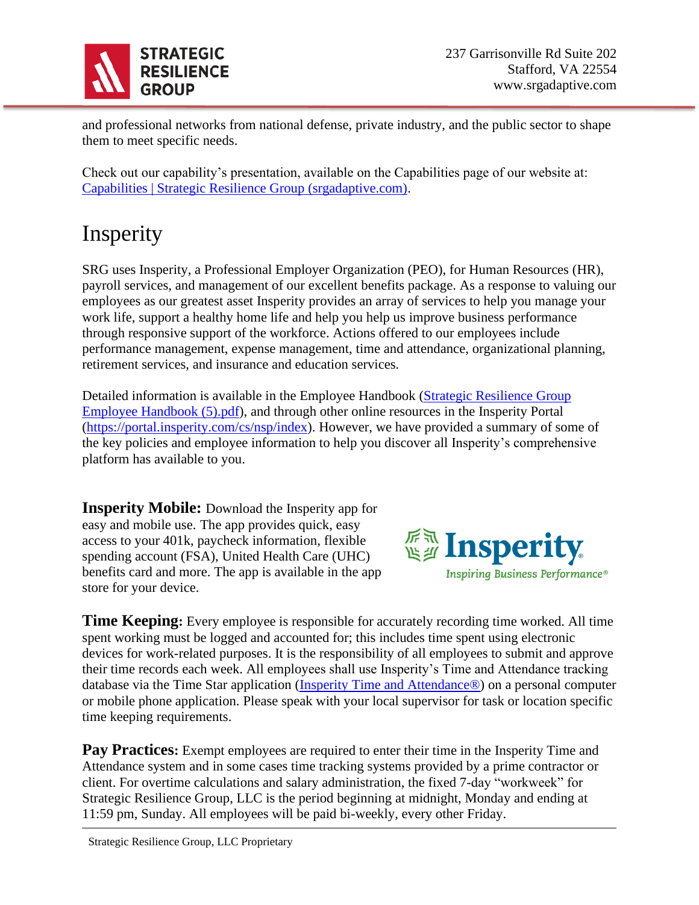and professional networks from national defense, private industry, and the public sector to shape them to meet specific needs.

Check out our capability's presentation, available on the Capabilities page of our website at: [Capabilities | Strategic Resilience Group (srgadaptive.com)](Capabilities | Strategic Resilience Group (srgadaptive.com)).

# Insperity

SRG uses Insperity, a Professional Employer Organization (PEO), for Human Resources (HR), payroll services, and management of our excellent benefits package. As a response to valuing our employees as our greatest asset Insperity provides an array of services to help you manage your work life, support a healthy home life and help you help us improve business performance through responsive support of the workforce. Actions offered to our employees include performance management, expense management, time and attendance, organizational planning, retirement services, and insurance and education services.

Detailed information is available in the Employee Handbook (Strategic Resilience Group Employee Handbook (5).pdf), and through other online resources in the Insperity Portal (https://portal.insperity.com/cs/nsp/index). However, we have provided a summary of some of the key policies and employee information to help you discover all Insperity's comprehensive platform has available to you.

**Insperity Mobile:** Download the Insperity app for easy and mobile use. The app provides quick, easy access to your 401k, paycheck information, flexible spending account (FSA), United Health Care (UHC) benefits card and more. The app is available in the app store for your device.

**Time Keeping:** Every employee is responsible for accurately recording time worked. All time spent working must be logged and accounted for; this includes time spent using electronic devices for work-related purposes. It is the responsibility of all employees to submit and approve their time records each week. All employees shall use Insperity's Time and Attendance tracking database via the Time Star application (Insperity Time and Attendance®) on a personal computer or mobile phone application. Please speak with your local supervisor for task or location specific time keeping requirements.

**Pay Practices:** Exempt employees are required to enter their time in the Insperity Time and Attendance system and in some cases time tracking systems provided by a prime contractor or client. For overtime calculations and salary administration, the fixed 7-day "workweek" for Strategic Resilience Group, LLC is the period beginning at midnight, Monday and ending at 11:59 pm, Sunday. All employees will be paid bi-weekly, every other Friday.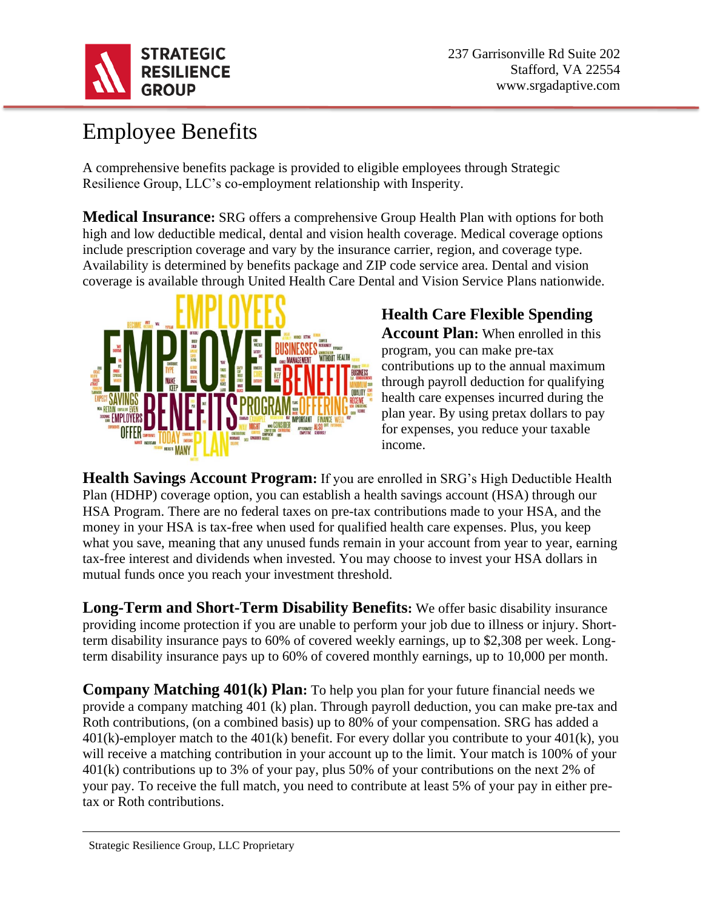**STRATEGIC RESILIENCE GROUP**

237 Garrisonville Rd Suite 202
Stafford, VA 22554
www.srgadaptive.com

# Employee Benefits

A comprehensive benefits package is provided to eligible employees through Strategic Resilience Group, LLC's co-employment relationship with Insperity.

**Medical Insurance:** SRG offers a comprehensive Group Health Plan with options for both high and low deductible medical, dental and vision health coverage. Medical coverage options include prescription coverage and vary by the insurance carrier, region, and coverage type. Availability is determined by benefits package and ZIP code service area. Dental and vision coverage is available through United Health Care Dental and Vision Service Plans nationwide.

**Health Care Flexible Spending Account Plan:** When enrolled in this program, you can make pre-tax contributions up to the annual maximum through payroll deduction for qualifying health care expenses incurred during the plan year. By using pretax dollars to pay for expenses, you reduce your taxable income.

**Health Savings Account Program:** If you are enrolled in SRG's High Deductible Health Plan (HDHP) coverage option, you can establish a health savings account (HSA) through our HSA Program. There are no federal taxes on pre-tax contributions made to your HSA, and the money in your HSA is tax-free when used for qualified health care expenses. Plus, you keep what you save, meaning that any unused funds remain in your account from year to year, earning tax-free interest and dividends when invested. You may choose to invest your HSA dollars in mutual funds once you reach your investment threshold.

**Long-Term and Short-Term Disability Benefits:** We offer basic disability insurance providing income protection if you are unable to perform your job due to illness or injury. Short-term disability insurance pays to 60% of covered weekly earnings, up to $2,308 per week. Long-term disability insurance pays up to 60% of covered monthly earnings, up to 10,000 per month.

**Company Matching 401(k) Plan:** To help you plan for your future financial needs we provide a company matching 401 (k) plan. Through payroll deduction, you can make pre-tax and Roth contributions, (on a combined basis) up to 80% of your compensation. SRG has added a 401(k)-employer match to the 401(k) benefit. For every dollar you contribute to your 401(k), you will receive a matching contribution in your account up to the limit. Your match is 100% of your 401(k) contributions up to 3% of your pay, plus 50% of your contributions on the next 2% of your pay. To receive the full match, you need to contribute at least 5% of your pay in either pre-tax or Roth contributions.

Strategic Resilience Group, LLC Proprietary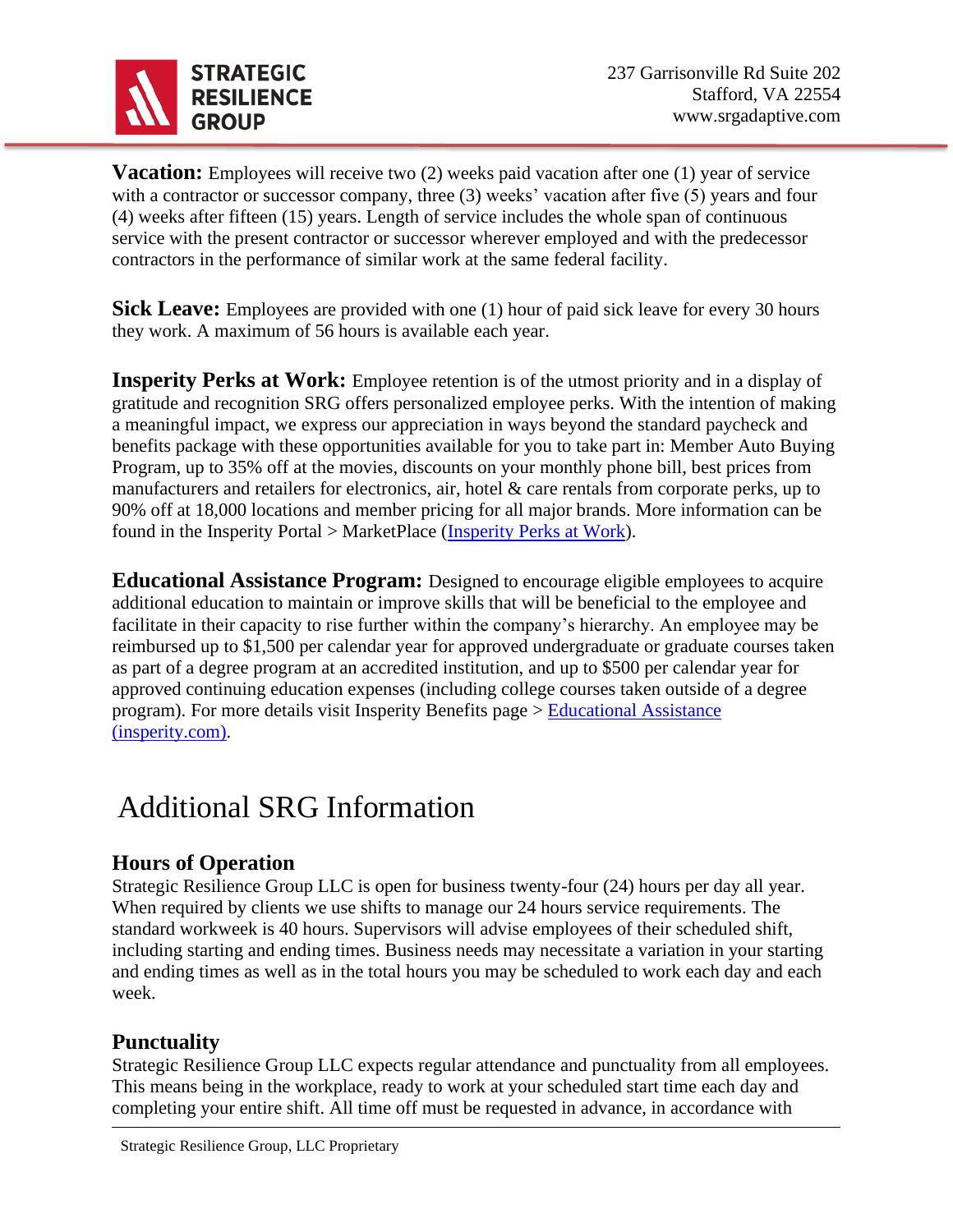**Vacation:** Employees will receive two (2) weeks paid vacation after one (1) year of service with a contractor or successor company, three (3) weeks' vacation after five (5) years and four (4) weeks after fifteen (15) years. Length of service includes the whole span of continuous service with the present contractor or successor wherever employed and with the predecessor contractors in the performance of similar work at the same federal facility.

**Sick Leave:** Employees are provided with one (1) hour of paid sick leave for every 30 hours they work. A maximum of 56 hours is available each year.

**Insperity Perks at Work:** Employee retention is of the utmost priority and in a display of gratitude and recognition SRG offers personalized employee perks. With the intention of making a meaningful impact, we express our appreciation in ways beyond the standard paycheck and benefits package with these opportunities available for you to take part in: Member Auto Buying Program, up to 35% off at the movies, discounts on your monthly phone bill, best prices from manufacturers and retailers for electronics, air, hotel & care rentals from corporate perks, up to 90% off at 18,000 locations and member pricing for all major brands. More information can be found in the Insperity Portal > MarketPlace (Insperity Perks at Work).

**Educational Assistance Program:** Designed to encourage eligible employees to acquire additional education to maintain or improve skills that will be beneficial to the employee and facilitate in their capacity to rise further within the company's hierarchy. An employee may be reimbursed up to $1,500 per calendar year for approved undergraduate or graduate courses taken as part of a degree program at an accredited institution, and up to $500 per calendar year for approved continuing education expenses (including college courses taken outside of a degree program). For more details visit Insperity Benefits page > Educational Assistance (insperity.com).

# Additional SRG Information

## Hours of Operation

Strategic Resilience Group LLC is open for business twenty-four (24) hours per day all year. When required by clients we use shifts to manage our 24 hours service requirements. The standard workweek is 40 hours. Supervisors will advise employees of their scheduled shift, including starting and ending times. Business needs may necessitate a variation in your starting and ending times as well as in the total hours you may be scheduled to work each day and each week.

## Punctuality

Strategic Resilience Group LLC expects regular attendance and punctuality from all employees. This means being in the workplace, ready to work at your scheduled start time each day and completing your entire shift. All time off must be requested in advance, in accordance with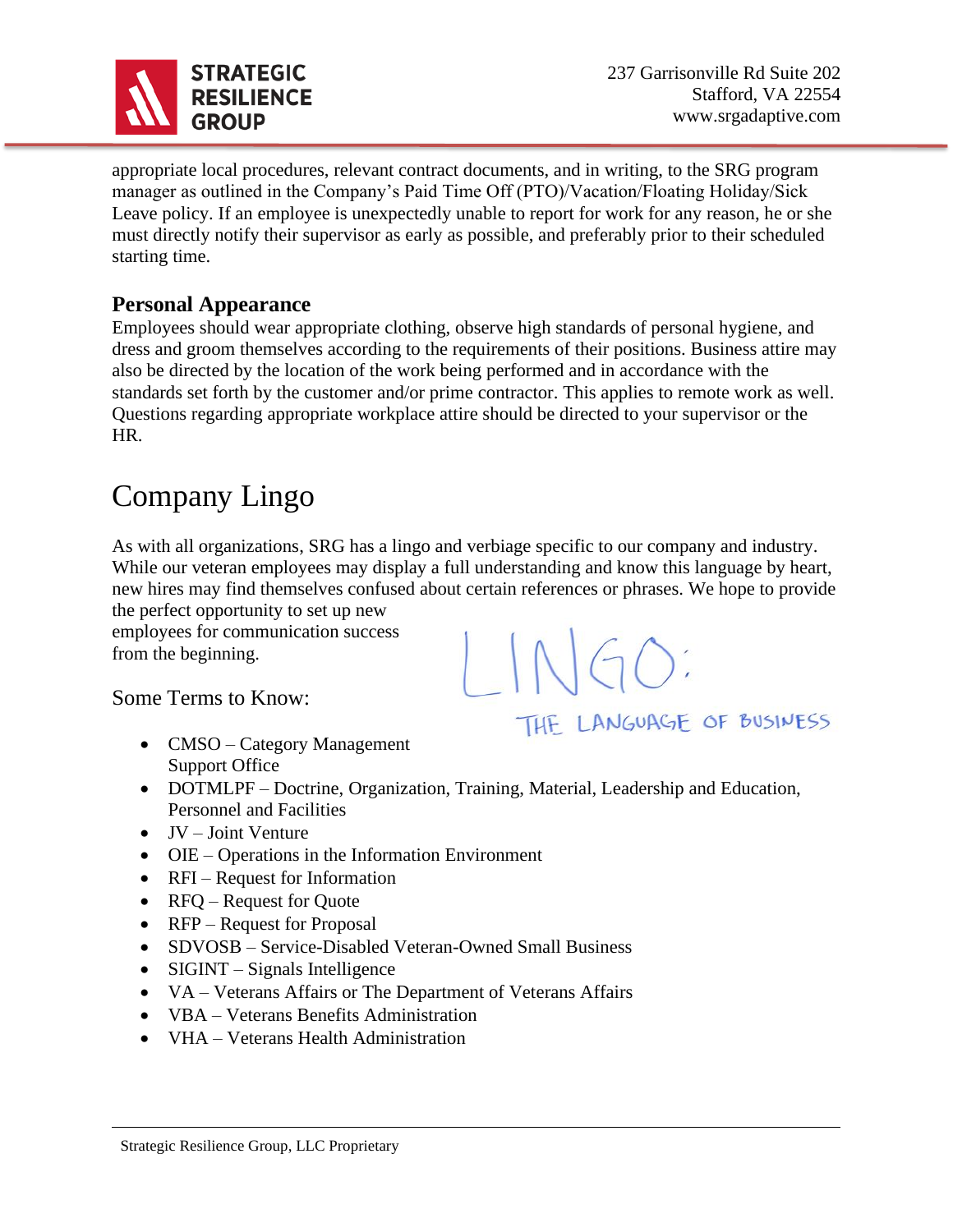appropriate local procedures, relevant contract documents, and in writing, to the SRG program manager as outlined in the Company's Paid Time Off (PTO)/Vacation/Floating Holiday/Sick Leave policy. If an employee is unexpectedly unable to report for work for any reason, he or she must directly notify their supervisor as early as possible, and preferably prior to their scheduled starting time.

### Personal Appearance

Employees should wear appropriate clothing, observe high standards of personal hygiene, and dress and groom themselves according to the requirements of their positions. Business attire may also be directed by the location of the work being performed and in accordance with the standards set forth by the customer and/or prime contractor. This applies to remote work as well. Questions regarding appropriate workplace attire should be directed to your supervisor or the HR.

## Company Lingo

As with all organizations, SRG has a lingo and verbiage specific to our company and industry. While our veteran employees may display a full understanding and know this language by heart, new hires may find themselves confused about certain references or phrases. We hope to provide the perfect opportunity to set up new employees for communication success from the beginning.

LINGO: THE LANGUAGE OF BUSINESS

Some Terms to Know:

- CMSO – Category Management Support Office
- DOTMLPF – Doctrine, Organization, Training, Material, Leadership and Education, Personnel and Facilities
- JV – Joint Venture
- OIE – Operations in the Information Environment
- RFI – Request for Information
- RFQ – Request for Quote
- RFP – Request for Proposal
- SDVOSB – Service-Disabled Veteran-Owned Small Business
- SIGINT – Signals Intelligence
- VA – Veterans Affairs or The Department of Veterans Affairs
- VBA – Veterans Benefits Administration
- VHA – Veterans Health Administration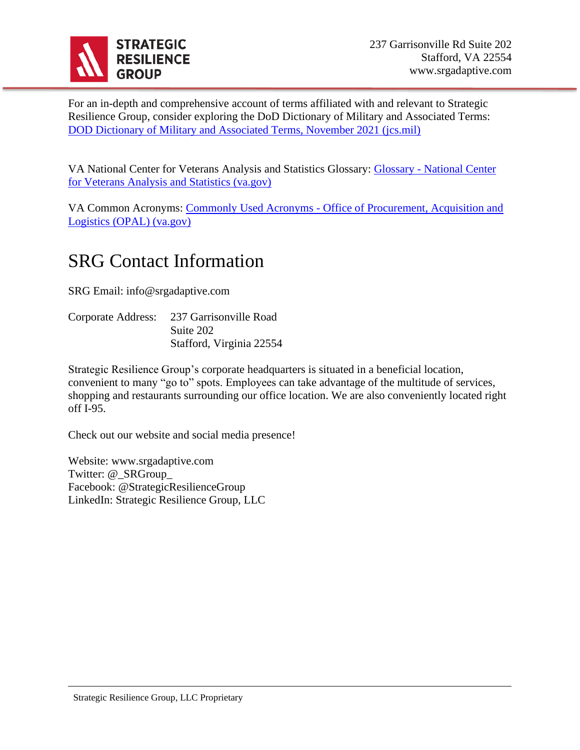For an in-depth and comprehensive account of terms affiliated with and relevant to Strategic Resilience Group, consider exploring the DoD Dictionary of Military and Associated Terms: DOD Dictionary of Military and Associated Terms, November 2021 (jcs.mil)

VA National Center for Veterans Analysis and Statistics Glossary: Glossary - National Center for Veterans Analysis and Statistics (va.gov)

VA Common Acronyms: Commonly Used Acronyms - Office of Procurement, Acquisition and Logistics (OPAL) (va.gov)

# SRG Contact Information

SRG Email: info@srgadaptive.com

Corporate Address: 237 Garrisonville Road
Suite 202
Stafford, Virginia 22554

Strategic Resilience Group's corporate headquarters is situated in a beneficial location, convenient to many "go to" spots. Employees can take advantage of the multitude of services, shopping and restaurants surrounding our office location. We are also conveniently located right off I-95.

Check out our website and social media presence!

Website: www.srgadaptive.com
Twitter: @_SRGroup_
Facebook: @StrategicResilienceGroup
LinkedIn: Strategic Resilience Group, LLC